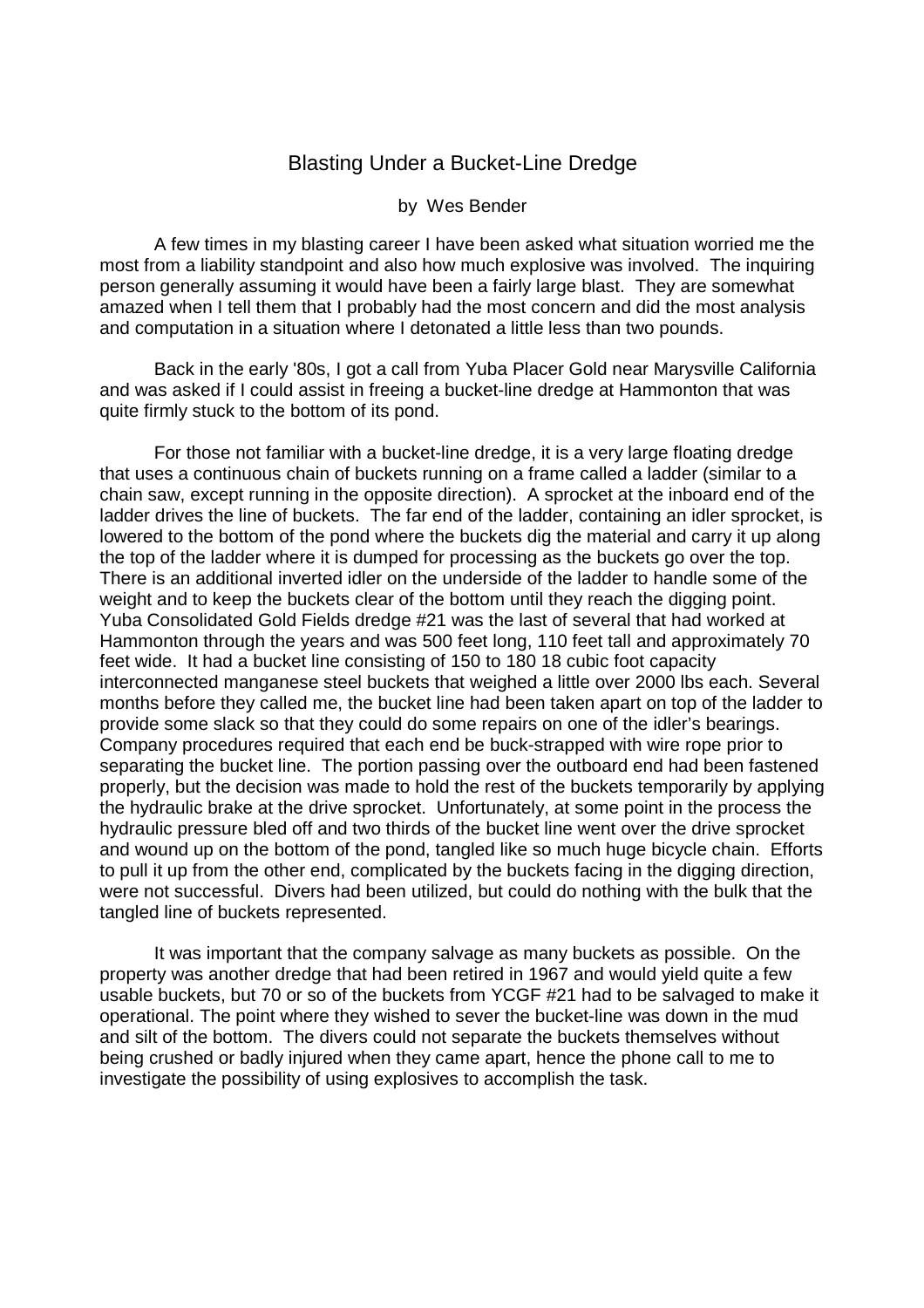# Blasting Under a Bucket-Line Dredge

by Wes Bender

A few times in my blasting career I have been asked what situation worried me the most from a liability standpoint and also how much explosive was involved. The inquiring person generally assuming it would have been a fairly large blast. They are somewhat amazed when I tell them that I probably had the most concern and did the most analysis and computation in a situation where I detonated a little less than two pounds.

Back in the early '80s, I got a call from Yuba Placer Gold near Marysville California and was asked if I could assist in freeing a bucket-line dredge at Hammonton that was quite firmly stuck to the bottom of its pond.

For those not familiar with a bucket-line dredge, it is a very large floating dredge that uses a continuous chain of buckets running on a frame called a ladder (similar to a chain saw, except running in the opposite direction). A sprocket at the inboard end of the ladder drives the line of buckets. The far end of the ladder, containing an idler sprocket, is lowered to the bottom of the pond where the buckets dig the material and carry it up along the top of the ladder where it is dumped for processing as the buckets go over the top. There is an additional inverted idler on the underside of the ladder to handle some of the weight and to keep the buckets clear of the bottom until they reach the digging point. Yuba Consolidated Gold Fields dredge #21 was the last of several that had worked at Hammonton through the years and was 500 feet long, 110 feet tall and approximately 70 feet wide. It had a bucket line consisting of 150 to 180 18 cubic foot capacity interconnected manganese steel buckets that weighed a little over 2000 lbs each. Several months before they called me, the bucket line had been taken apart on top of the ladder to provide some slack so that they could do some repairs on one of the idler's bearings. Company procedures required that each end be buck-strapped with wire rope prior to separating the bucket line. The portion passing over the outboard end had been fastened properly, but the decision was made to hold the rest of the buckets temporarily by applying the hydraulic brake at the drive sprocket. Unfortunately, at some point in the process the hydraulic pressure bled off and two thirds of the bucket line went over the drive sprocket and wound up on the bottom of the pond, tangled like so much huge bicycle chain. Efforts to pull it up from the other end, complicated by the buckets facing in the digging direction, were not successful. Divers had been utilized, but could do nothing with the bulk that the tangled line of buckets represented.

It was important that the company salvage as many buckets as possible. On the property was another dredge that had been retired in 1967 and would yield quite a few usable buckets, but 70 or so of the buckets from YCGF #21 had to be salvaged to make it operational. The point where they wished to sever the bucket-line was down in the mud and silt of the bottom. The divers could not separate the buckets themselves without being crushed or badly injured when they came apart, hence the phone call to me to investigate the possibility of using explosives to accomplish the task.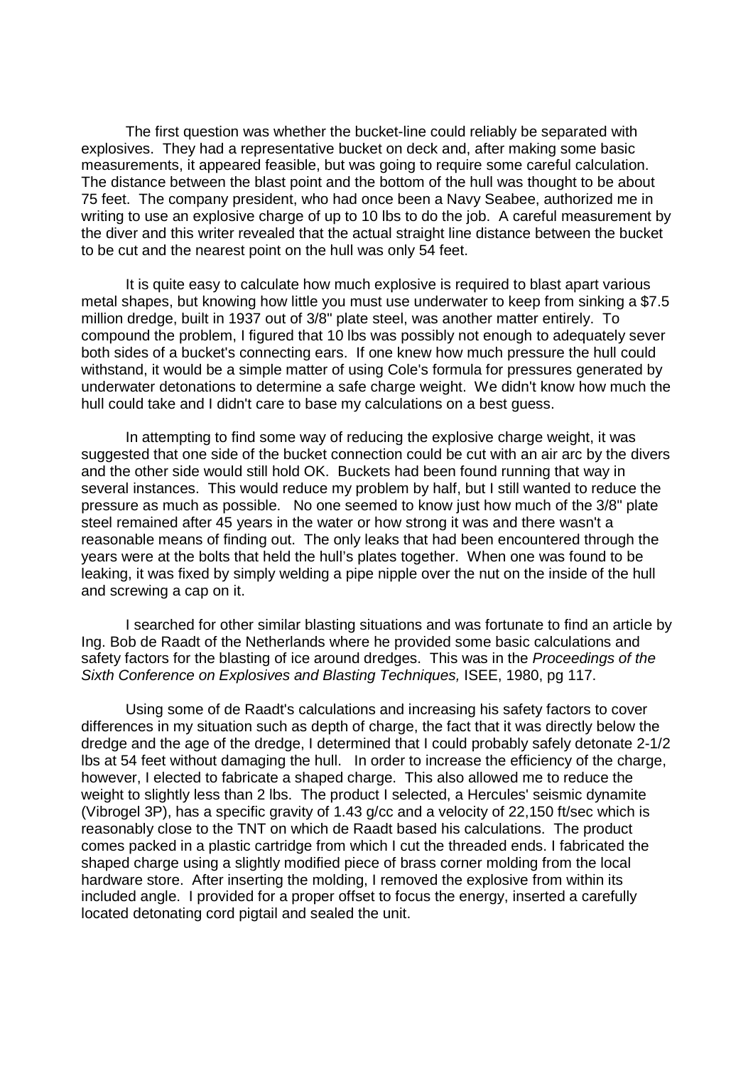The first question was whether the bucket-line could reliably be separated with explosives. They had a representative bucket on deck and, after making some basic measurements, it appeared feasible, but was going to require some careful calculation. The distance between the blast point and the bottom of the hull was thought to be about 75 feet. The company president, who had once been a Navy Seabee, authorized me in writing to use an explosive charge of up to 10 lbs to do the job. A careful measurement by the diver and this writer revealed that the actual straight line distance between the bucket to be cut and the nearest point on the hull was only 54 feet.

It is quite easy to calculate how much explosive is required to blast apart various metal shapes, but knowing how little you must use underwater to keep from sinking a $7.5 million dredge, built in 1937 out of 3/8" plate steel, was another matter entirely. To compound the problem, I figured that 10 lbs was possibly not enough to adequately sever both sides of a bucket's connecting ears. If one knew how much pressure the hull could withstand, it would be a simple matter of using Cole's formula for pressures generated by underwater detonations to determine a safe charge weight. We didn't know how much the hull could take and I didn't care to base my calculations on a best guess.

In attempting to find some way of reducing the explosive charge weight, it was suggested that one side of the bucket connection could be cut with an air arc by the divers and the other side would still hold OK. Buckets had been found running that way in several instances. This would reduce my problem by half, but I still wanted to reduce the pressure as much as possible. No one seemed to know just how much of the 3/8" plate steel remained after 45 years in the water or how strong it was and there wasn't a reasonable means of finding out. The only leaks that had been encountered through the years were at the bolts that held the hull's plates together. When one was found to be leaking, it was fixed by simply welding a pipe nipple over the nut on the inside of the hull and screwing a cap on it.

I searched for other similar blasting situations and was fortunate to find an article by Ing. Bob de Raadt of the Netherlands where he provided some basic calculations and safety factors for the blasting of ice around dredges. This was in the *Proceedings of the Sixth Conference on Explosives and Blasting Techniques,* ISEE, 1980, pg 117.

Using some of de Raadt's calculations and increasing his safety factors to cover differences in my situation such as depth of charge, the fact that it was directly below the dredge and the age of the dredge, I determined that I could probably safely detonate 2-1/2 lbs at 54 feet without damaging the hull. In order to increase the efficiency of the charge, however, I elected to fabricate a shaped charge. This also allowed me to reduce the weight to slightly less than 2 lbs. The product I selected, a Hercules' seismic dynamite (Vibrogel 3P), has a specific gravity of 1.43 g/cc and a velocity of 22,150 ft/sec which is reasonably close to the TNT on which de Raadt based his calculations. The product comes packed in a plastic cartridge from which I cut the threaded ends. I fabricated the shaped charge using a slightly modified piece of brass corner molding from the local hardware store. After inserting the molding, I removed the explosive from within its included angle. I provided for a proper offset to focus the energy, inserted a carefully located detonating cord pigtail and sealed the unit.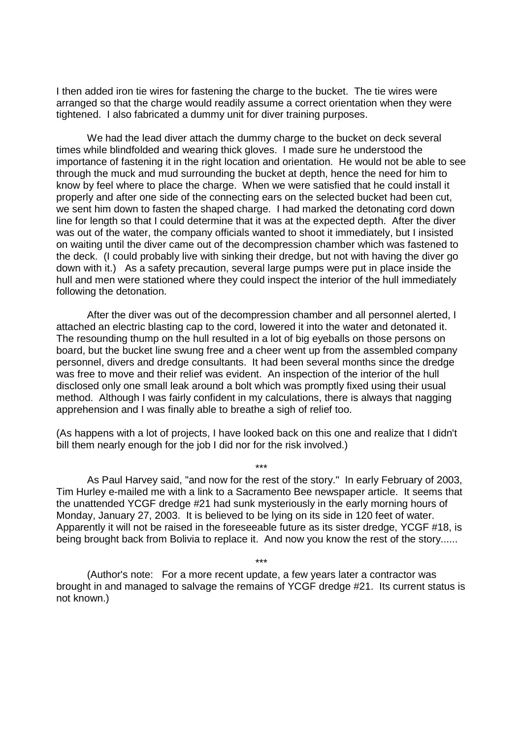I then added iron tie wires for fastening the charge to the bucket. The tie wires were arranged so that the charge would readily assume a correct orientation when they were tightened. I also fabricated a dummy unit for diver training purposes.

We had the lead diver attach the dummy charge to the bucket on deck several times while blindfolded and wearing thick gloves. I made sure he understood the importance of fastening it in the right location and orientation. He would not be able to see through the muck and mud surrounding the bucket at depth, hence the need for him to know by feel where to place the charge. When we were satisfied that he could install it properly and after one side of the connecting ears on the selected bucket had been cut, we sent him down to fasten the shaped charge. I had marked the detonating cord down line for length so that I could determine that it was at the expected depth. After the diver was out of the water, the company officials wanted to shoot it immediately, but I insisted on waiting until the diver came out of the decompression chamber which was fastened to the deck. (I could probably live with sinking their dredge, but not with having the diver go down with it.) As a safety precaution, several large pumps were put in place inside the hull and men were stationed where they could inspect the interior of the hull immediately following the detonation.

After the diver was out of the decompression chamber and all personnel alerted, I attached an electric blasting cap to the cord, lowered it into the water and detonated it. The resounding thump on the hull resulted in a lot of big eyeballs on those persons on board, but the bucket line swung free and a cheer went up from the assembled company personnel, divers and dredge consultants. It had been several months since the dredge was free to move and their relief was evident. An inspection of the interior of the hull disclosed only one small leak around a bolt which was promptly fixed using their usual method. Although I was fairly confident in my calculations, there is always that nagging apprehension and I was finally able to breathe a sigh of relief too.

(As happens with a lot of projects, I have looked back on this one and realize that I didn't bill them nearly enough for the job I did nor for the risk involved.)

\*\*\*

As Paul Harvey said, "and now for the rest of the story." In early February of 2003, Tim Hurley e-mailed me with a link to a Sacramento Bee newspaper article. It seems that the unattended YCGF dredge #21 had sunk mysteriously in the early morning hours of Monday, January 27, 2003. It is believed to be lying on its side in 120 feet of water. Apparently it will not be raised in the foreseeable future as its sister dredge, YCGF #18, is being brought back from Bolivia to replace it. And now you know the rest of the story......

\*\*\*

(Author's note: For a more recent update, a few years later a contractor was brought in and managed to salvage the remains of YCGF dredge #21. Its current status is not known.)